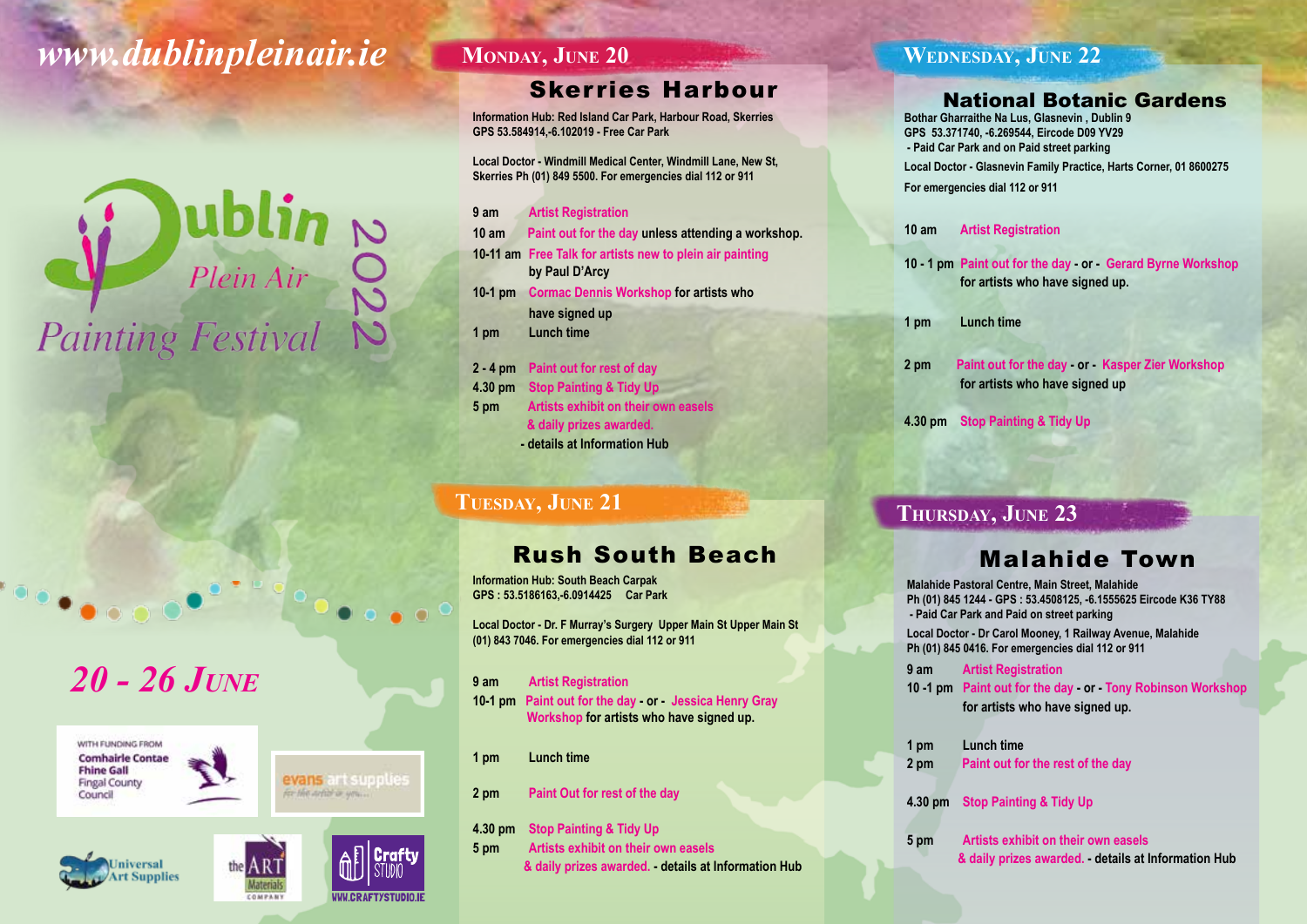www.dublinpleinair.ie

# Dublin Plein Air Painting Festival 2022

## 20 - 26 June

WITH FUNDING FROM
Comhairle Contae Fhine Gall
Fingal County Council

evans art supplies
for the artist in you...

Universal Art Supplies

the ART Materials COMPANY

Crafty STUDIO
WWW.CRAFTYSTUDIO.IE

## Monday, June 20

### Skerries Harbour

**Information Hub: Red Island Car Park, Harbour Road, Skerries**
**GPS 53.584914,-6.102019 - Free Car Park**

**Local Doctor - Windmill Medical Center, Windmill Lane, New St, Skerries Ph (01) 849 5500. For emergencies dial 112 or 911**

- **9 am** Artist Registration
- **10 am** Paint out for the day **unless attending a workshop.**
- **10-11 am** Free Talk for artists new to plein air painting **by Paul D'Arcy**
- **10-1 pm** Cormac Dennis Workshop **for artists who have signed up**
- **1 pm** Lunch time
- **2 - 4 pm** Paint out for rest of day
- **4.30 pm** Stop Painting & Tidy Up
- **5 pm** Artists exhibit on their own easels & daily prizes awarded. **- details at Information Hub**

## Tuesday, June 21

### Rush South Beach

**Information Hub: South Beach Carpak**
**GPS : 53.5186163,-6.0914425 Car Park**

**Local Doctor - Dr. F Murray's Surgery Upper Main St Upper Main St (01) 843 7046. For emergencies dial 112 or 911**

- **9 am** Artist Registration
- **10-1 pm** Paint out for the day **- or -** Jessica Henry Gray Workshop **for artists who have signed up.**
- **1 pm** Lunch time
- **2 pm** Paint Out for rest of the day
- **4.30 pm** Stop Painting & Tidy Up
- **5 pm** Artists exhibit on their own easels & daily prizes awarded. **- details at Information Hub**

## Wednesday, June 22

### National Botanic Gardens

**Bothar Gharraithe Na Lus, Glasnevin , Dublin 9**
**GPS 53.371740, -6.269544, Eircode D09 YV29**
**- Paid Car Park and on Paid street parking**
**Local Doctor - Glasnevin Family Practice, Harts Corner, 01 8600275**
**For emergencies dial 112 or 911**

- **10 am** Artist Registration
- **10 - 1 pm** Paint out for the day **- or -** Gerard Byrne Workshop **for artists who have signed up.**
- **1 pm** Lunch time
- **2 pm** Paint out for the day **- or -** Kasper Zier Workshop **for artists who have signed up**
- **4.30 pm** Stop Painting & Tidy Up

## Thursday, June 23

### Malahide Town

**Malahide Pastoral Centre, Main Street, Malahide**
**Ph (01) 845 1244 - GPS : 53.4508125, -6.1555625 Eircode K36 TY88**
**- Paid Car Park and Paid on street parking**
**Local Doctor - Dr Carol Mooney, 1 Railway Avenue, Malahide**
**Ph (01) 845 0416. For emergencies dial 112 or 911**

- **9 am** Artist Registration
- **10 -1 pm** Paint out for the day **- or -** Tony Robinson Workshop **for artists who have signed up.**
- **1 pm** Lunch time
- **2 pm** Paint out for the rest of the day
- **4.30 pm** Stop Painting & Tidy Up
- **5 pm** Artists exhibit on their own easels & daily prizes awarded. **- details at Information Hub**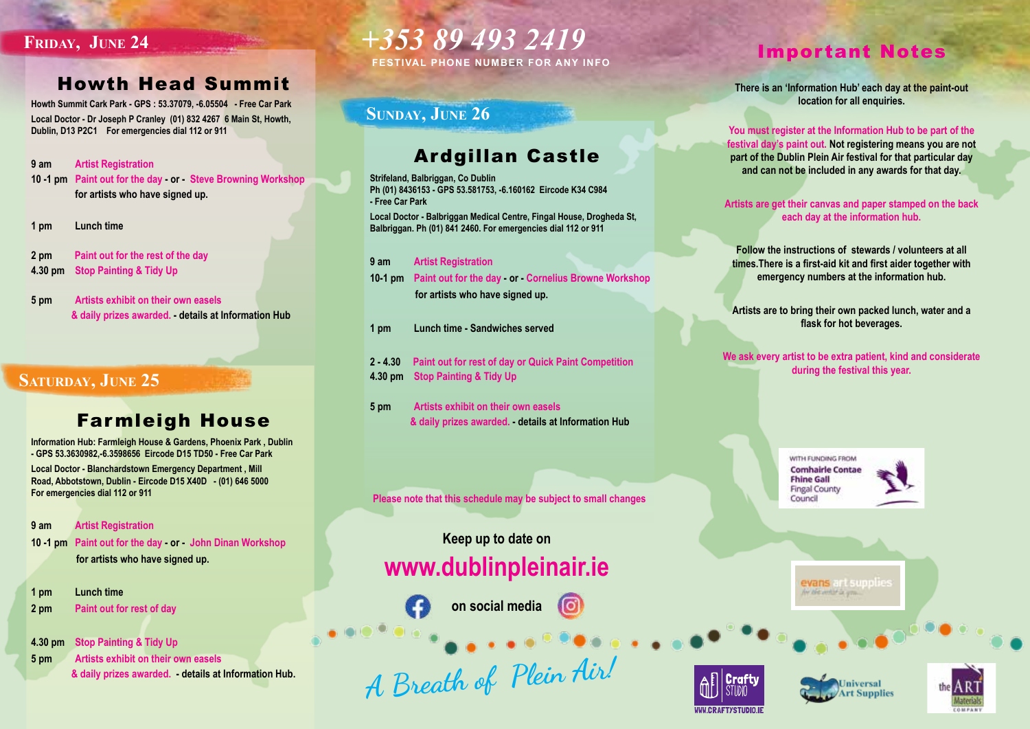## Friday, June 24

### Howth Head Summit

**Howth Summit Cark Park - GPS : 53.37079, -6.05504 - Free Car Park**
**Local Doctor - Dr Joseph P Cranley (01) 832 4267 6 Main St, Howth, Dublin, D13 P2C1 For emergencies dial 112 or 911**

**9 am** Artist Registration
**10 -1 pm** Paint out for the day **- or -** Steve Browning Workshop **for artists who have signed up.**

**1 pm** Lunch time

**2 pm** Paint out for the rest of the day
**4.30 pm** Stop Painting & Tidy Up

**5 pm** Artists exhibit on their own easels & daily prizes awarded. **- details at Information Hub**

## Saturday, June 25

### Farmleigh House

**Information Hub: Farmleigh House & Gardens, Phoenix Park , Dublin - GPS 53.3630982,-6.3598656 Eircode D15 TD50 - Free Car Park**
**Local Doctor - Blanchardstown Emergency Department , Mill Road, Abbotstown, Dublin - Eircode D15 X40D - (01) 646 5000 For emergencies dial 112 or 911**

**9 am** Artist Registration
**10 -1 pm** Paint out for the day **- or -** John Dinan Workshop **for artists who have signed up.**

**1 pm** Lunch time
**2 pm** Paint out for rest of day

**4.30 pm** Stop Painting & Tidy Up
**5 pm** Artists exhibit on their own easels & daily prizes awarded. **- details at Information Hub.**

# +353 89 493 2419

**FESTIVAL PHONE NUMBER FOR ANY INFO**

## Sunday, June 26

### Ardgillan Castle

**Strifeland, Balbriggan, Co Dublin**
**Ph (01) 8436153 - GPS 53.581753, -6.160162 Eircode K34 C984 - Free Car Park**
**Local Doctor - Balbriggan Medical Centre, Fingal House, Drogheda St, Balbriggan. Ph (01) 841 2460. For emergencies dial 112 or 911**

**9 am** Artist Registration
**10-1 pm** Paint out for the day **- or -** Cornelius Browne Workshop **for artists who have signed up.**

**1 pm** Lunch time - Sandwiches served

**2 - 4.30** Paint out for rest of day or Quick Paint Competition
**4.30 pm** Stop Painting & Tidy Up

**5 pm** Artists exhibit on their own easels & daily prizes awarded. **- details at Information Hub**

**Please note that this schedule may be subject to small changes**

**Keep up to date on**

## www.dublinpleinair.ie

**on social media**

*A Breath of Plein Air!*

## Important Notes

**There is an 'Information Hub' each day at the paint-out location for all enquiries.**

**You must register at the Information Hub to be part of the festival day's paint out. Not registering means you are not part of the Dublin Plein Air festival for that particular day and can not be included in any awards for that day.**

**Artists are get their canvas and paper stamped on the back each day at the information hub.**

**Follow the instructions of stewards / volunteers at all times.There is a first-aid kit and first aider together with emergency numbers at the information hub.**

**Artists are to bring their own packed lunch, water and a flask for hot beverages.**

**We ask every artist to be extra patient, kind and considerate during the festival this year.**

WITH FUNDING FROM
Comhairle Contae Fhine Gall
Fingal County Council

evans art supplies

Crafty Studio
WWW.CRAFTYSTUDIO.IE

Universal Art Supplies

the ART Materials COMPANY